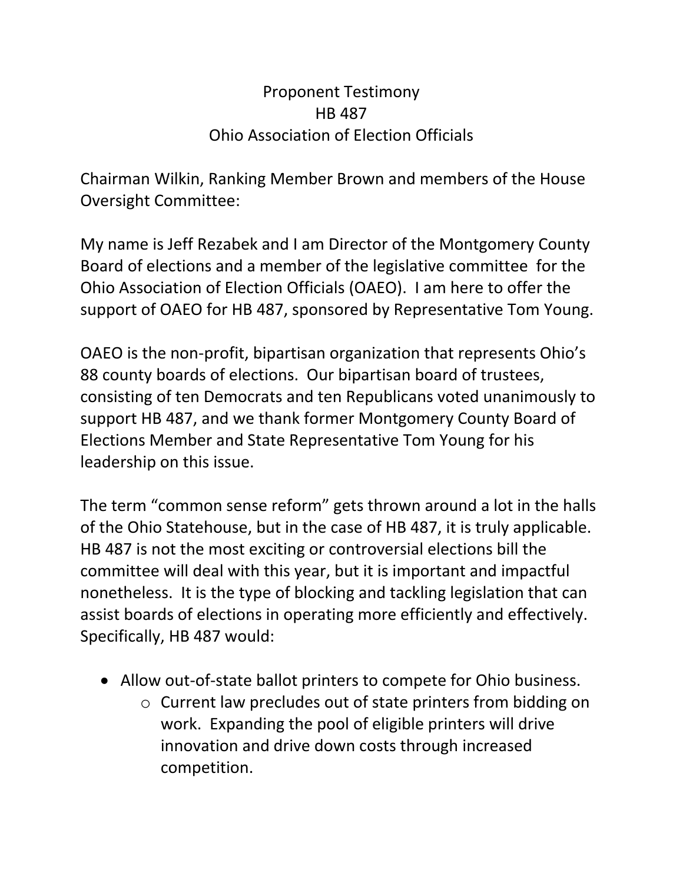# Proponent Testimony
## HB 487
## Ohio Association of Election Officials

Chairman Wilkin, Ranking Member Brown and members of the House Oversight Committee:

My name is Jeff Rezabek and I am Director of the Montgomery County Board of elections and a member of the legislative committee for the Ohio Association of Election Officials (OAEO). I am here to offer the support of OAEO for HB 487, sponsored by Representative Tom Young.

OAEO is the non-profit, bipartisan organization that represents Ohio's 88 county boards of elections. Our bipartisan board of trustees, consisting of ten Democrats and ten Republicans voted unanimously to support HB 487, and we thank former Montgomery County Board of Elections Member and State Representative Tom Young for his leadership on this issue.

The term "common sense reform" gets thrown around a lot in the halls of the Ohio Statehouse, but in the case of HB 487, it is truly applicable. HB 487 is not the most exciting or controversial elections bill the committee will deal with this year, but it is important and impactful nonetheless. It is the type of blocking and tackling legislation that can assist boards of elections in operating more efficiently and effectively. Specifically, HB 487 would:

- Allow out-of-state ballot printers to compete for Ohio business.
  - Current law precludes out of state printers from bidding on work. Expanding the pool of eligible printers will drive innovation and drive down costs through increased competition.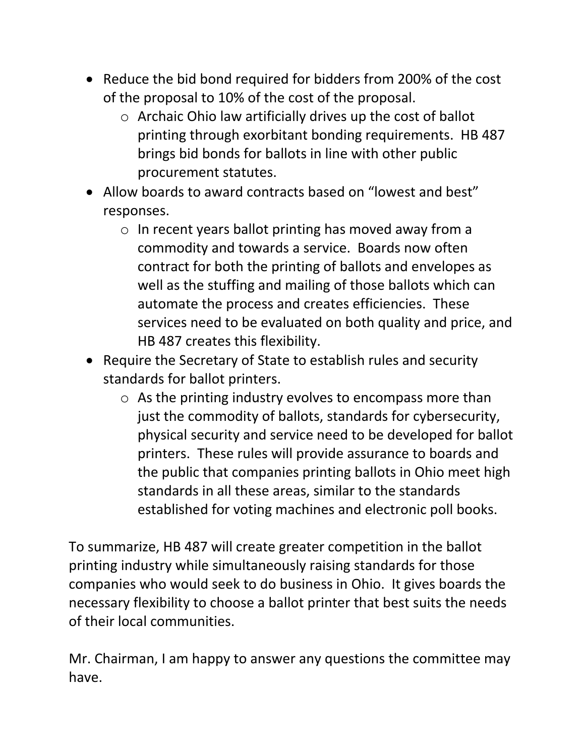- Reduce the bid bond required for bidders from 200% of the cost of the proposal to 10% of the cost of the proposal.
  - Archaic Ohio law artificially drives up the cost of ballot printing through exorbitant bonding requirements. HB 487 brings bid bonds for ballots in line with other public procurement statutes.
- Allow boards to award contracts based on "lowest and best" responses.
  - In recent years ballot printing has moved away from a commodity and towards a service. Boards now often contract for both the printing of ballots and envelopes as well as the stuffing and mailing of those ballots which can automate the process and creates efficiencies. These services need to be evaluated on both quality and price, and HB 487 creates this flexibility.
- Require the Secretary of State to establish rules and security standards for ballot printers.
  - As the printing industry evolves to encompass more than just the commodity of ballots, standards for cybersecurity, physical security and service need to be developed for ballot printers. These rules will provide assurance to boards and the public that companies printing ballots in Ohio meet high standards in all these areas, similar to the standards established for voting machines and electronic poll books.

To summarize, HB 487 will create greater competition in the ballot printing industry while simultaneously raising standards for those companies who would seek to do business in Ohio. It gives boards the necessary flexibility to choose a ballot printer that best suits the needs of their local communities.

Mr. Chairman, I am happy to answer any questions the committee may have.